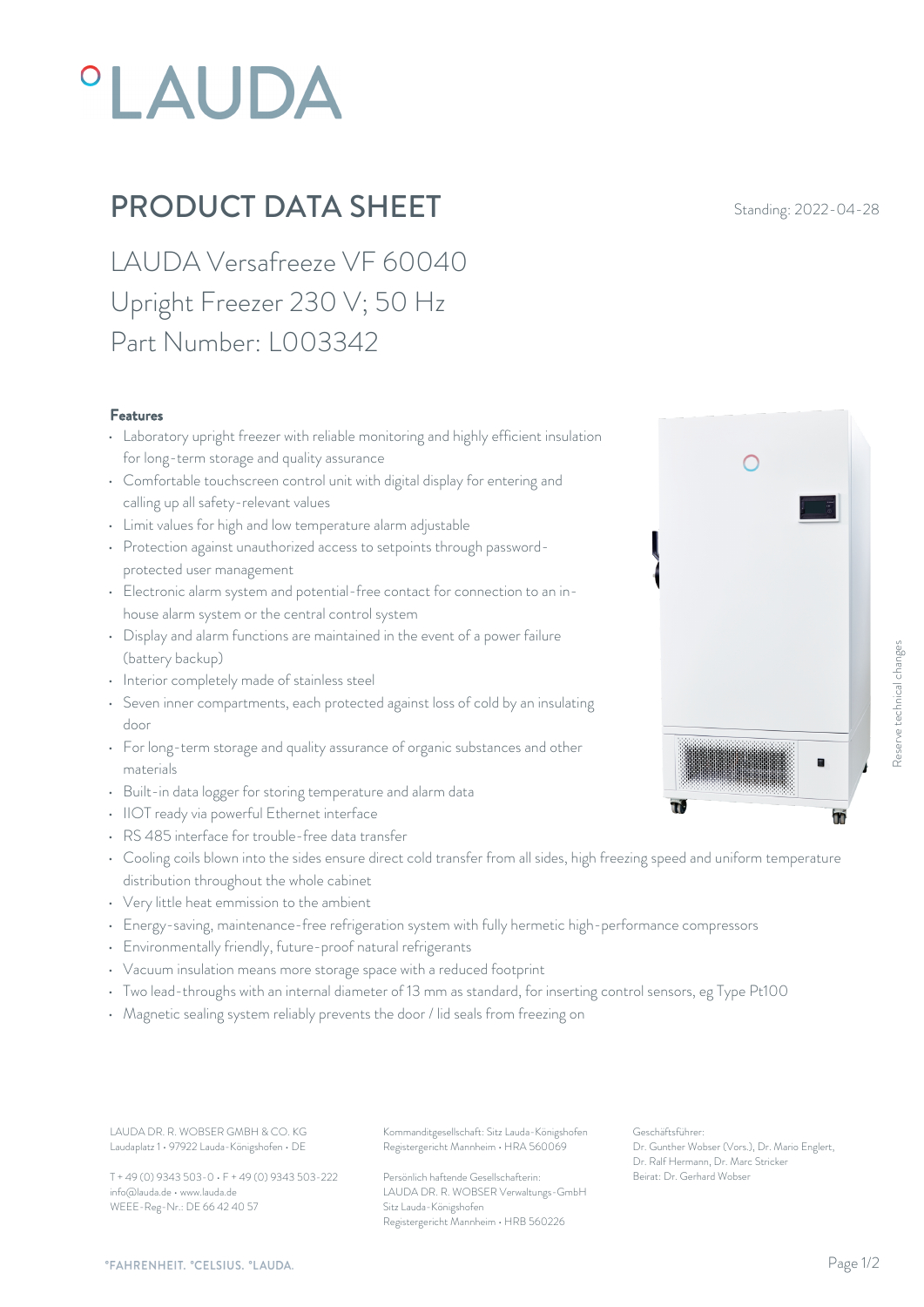# PRODUCT DATA SHEET

Standing: 2022-04-28

LAUDA Versafreeze VF 60040
Upright Freezer 230 V; 50 Hz
Part Number: L003342

### Features

- Laboratory upright freezer with reliable monitoring and highly efficient insulation for long-term storage and quality assurance
- Comfortable touchscreen control unit with digital display for entering and calling up all safety-relevant values
- Limit values for high and low temperature alarm adjustable
- Protection against unauthorized access to setpoints through password-protected user management
- Electronic alarm system and potential-free contact for connection to an in-house alarm system or the central control system
- Display and alarm functions are maintained in the event of a power failure (battery backup)
- Interior completely made of stainless steel
- Seven inner compartments, each protected against loss of cold by an insulating door
- For long-term storage and quality assurance of organic substances and other materials
- Built-in data logger for storing temperature and alarm data
- IIOT ready via powerful Ethernet interface
- RS 485 interface for trouble-free data transfer
- Cooling coils blown into the sides ensure direct cold transfer from all sides, high freezing speed and uniform temperature distribution throughout the whole cabinet
- Very little heat emmission to the ambient
- Energy-saving, maintenance-free refrigeration system with fully hermetic high-performance compressors
- Environmentally friendly, future-proof natural refrigerants
- Vacuum insulation means more storage space with a reduced footprint
- Two lead-throughs with an internal diameter of 13 mm as standard, for inserting control sensors, eg Type Pt100
- Magnetic sealing system reliably prevents the door / lid seals from freezing on

Reserve technical changes

LAUDA DR. R. WOBSER GMBH & CO. KG
Laudaplatz 1 • 97922 Lauda-Königshofen • DE

T + 49 (0) 9343 503-0 • F + 49 (0) 9343 503-222
info@lauda.de • www.lauda.de
WEEE-Reg-Nr.: DE 66 42 40 57

Kommanditgesellschaft: Sitz Lauda-Königshofen
Registergericht Mannheim • HRA 560069

Persönlich haftende Gesellschafterin:
LAUDA DR. R. WOBSER Verwaltungs-GmbH
Sitz Lauda-Königshofen
Registergericht Mannheim • HRB 560226

Geschäftsführer:
Dr. Gunther Wobser (Vors.), Dr. Mario Englert, Dr. Ralf Hermann, Dr. Marc Stricker
Beirat: Dr. Gerhard Wobser

°FAHRENHEIT. °CELSIUS. °LAUDA.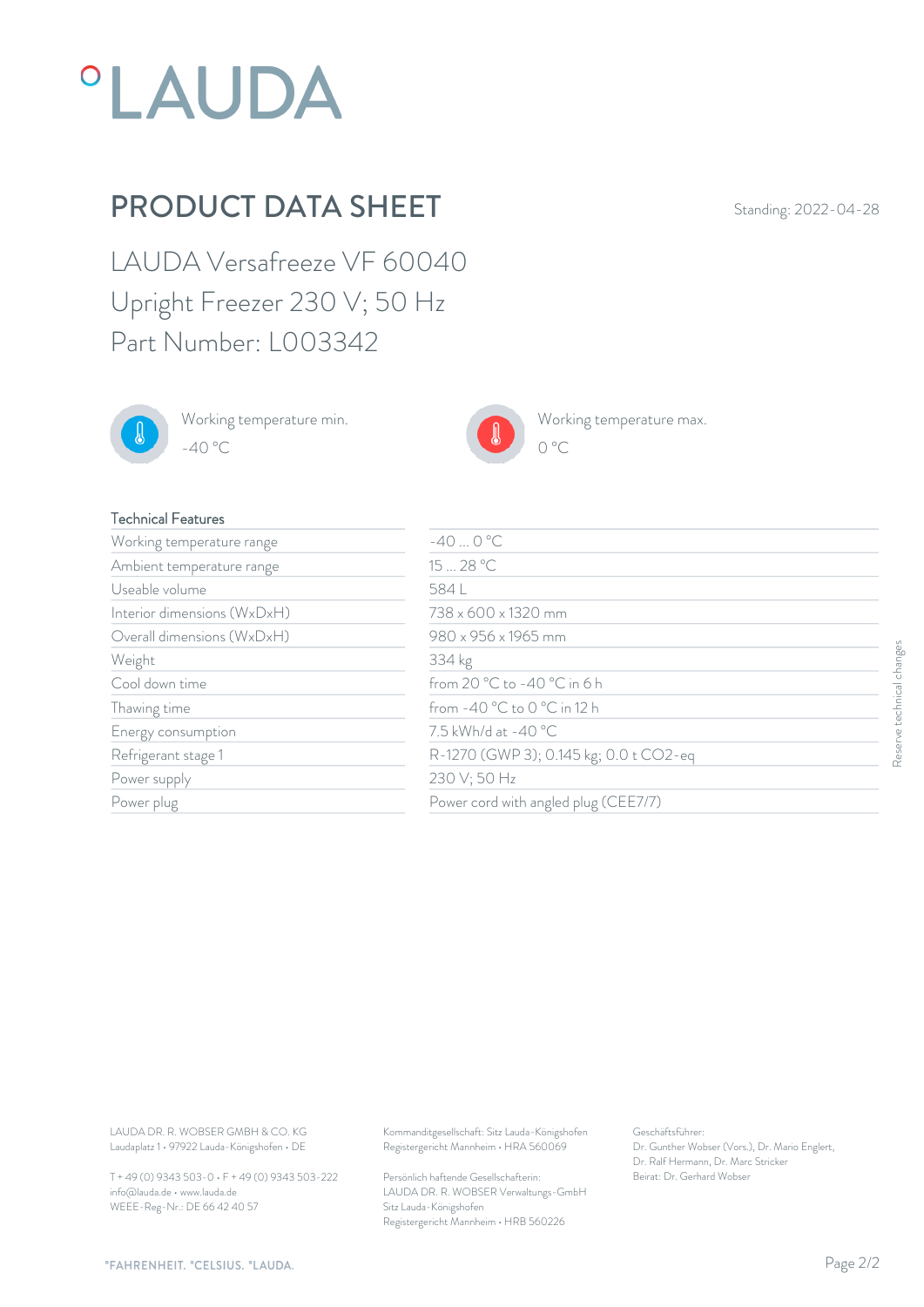°LAUDA

# PRODUCT DATA SHEET

Standing: 2022-04-28

## LAUDA Versafreeze VF 60040
## Upright Freezer 230 V; 50 Hz
## Part Number: L003342

Working temperature min.
-40 °C

Working temperature max.
0 °C

| Technical Features | |
|---|---|
| Working temperature range | -40 ... 0 °C |
| Ambient temperature range | 15 ... 28 °C |
| Useable volume | 584 L |
| Interior dimensions (WxDxH) | 738 x 600 x 1320 mm |
| Overall dimensions (WxDxH) | 980 x 956 x 1965 mm |
| Weight | 334 kg |
| Cool down time | from 20 °C to -40 °C in 6 h |
| Thawing time | from -40 °C to 0 °C in 12 h |
| Energy consumption | 7.5 kWh/d at -40 °C |
| Refrigerant stage 1 | R-1270 (GWP 3); 0.145 kg; 0.0 t CO2-eq |
| Power supply | 230 V; 50 Hz |
| Power plug | Power cord with angled plug (CEE7/7) |

Reserve technical changes

LAUDA DR. R. WOBSER GMBH & CO. KG
Laudaplatz 1 • 97922 Lauda-Königshofen • DE

T + 49 (0) 9343 503-0 • F + 49 (0) 9343 503-222
info@lauda.de • www.lauda.de
WEEE-Reg-Nr.: DE 66 42 40 57

Kommanditgesellschaft: Sitz Lauda-Königshofen
Registergericht Mannheim • HRA 560069

Persönlich haftende Gesellschafterin:
LAUDA DR. R. WOBSER Verwaltungs-GmbH
Sitz Lauda-Königshofen
Registergericht Mannheim • HRB 560226

Geschäftsführer:
Dr. Gunther Wobser (Vors.), Dr. Mario Englert,
Dr. Ralf Hermann, Dr. Marc Stricker
Beirat: Dr. Gerhard Wobser

°FAHRENHEIT. °CELSIUS. °LAUDA.